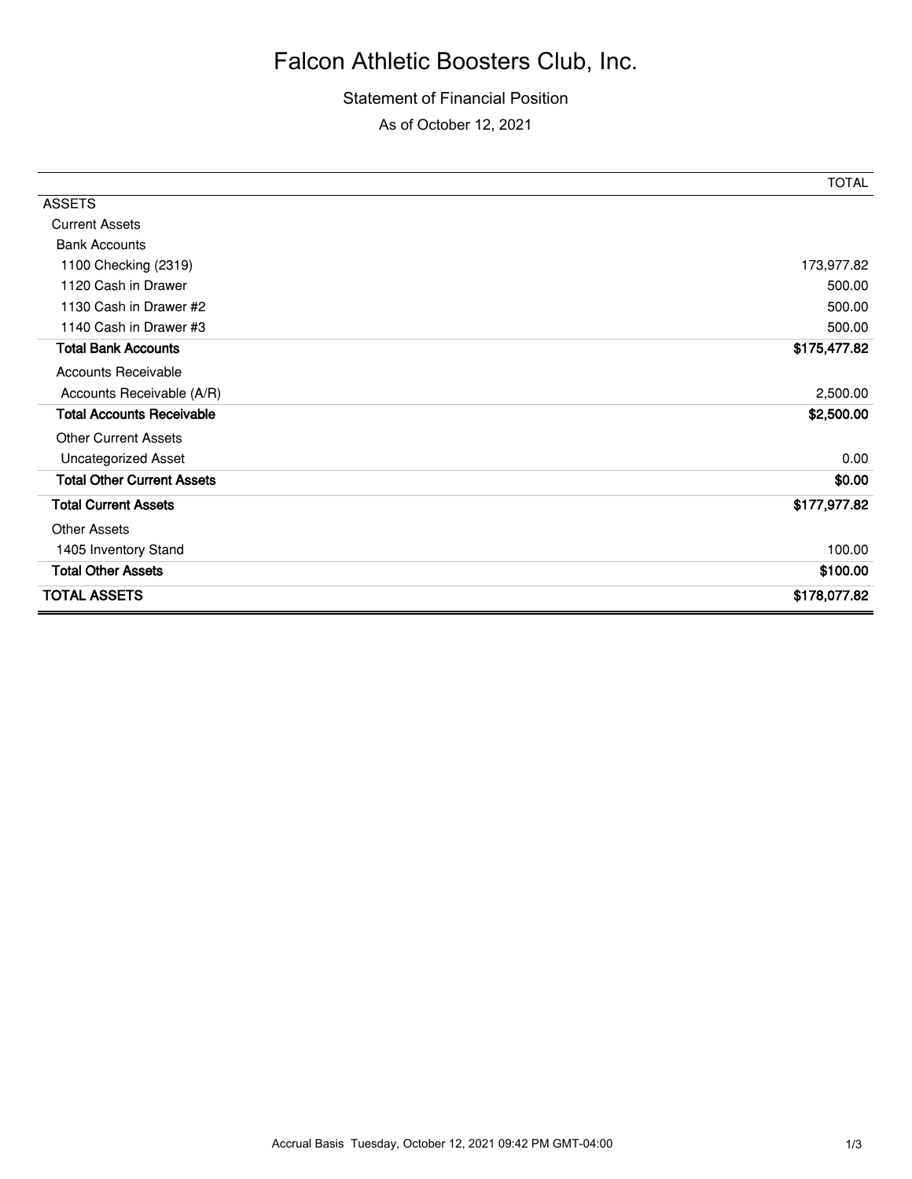# Falcon Athletic Boosters Club, Inc.

Statement of Financial Position

As of October 12, 2021

| | TOTAL |
|---|---|
| ASSETS | |
| Current Assets | |
| Bank Accounts | |
| 1100 Checking (2319) | 173,977.82 |
| 1120 Cash in Drawer | 500.00 |
| 1130 Cash in Drawer #2 | 500.00 |
| 1140 Cash in Drawer #3 | 500.00 |
| **Total Bank Accounts** | **$175,477.82** |
| Accounts Receivable | |
| Accounts Receivable (A/R) | 2,500.00 |
| **Total Accounts Receivable** | **$2,500.00** |
| Other Current Assets | |
| Uncategorized Asset | 0.00 |
| **Total Other Current Assets** | **$0.00** |
| **Total Current Assets** | **$177,977.82** |
| Other Assets | |
| 1405 Inventory Stand | 100.00 |
| **Total Other Assets** | **$100.00** |
| **TOTAL ASSETS** | **$178,077.82** |

Accrual Basis Tuesday, October 12, 2021 09:42 PM GMT-04:00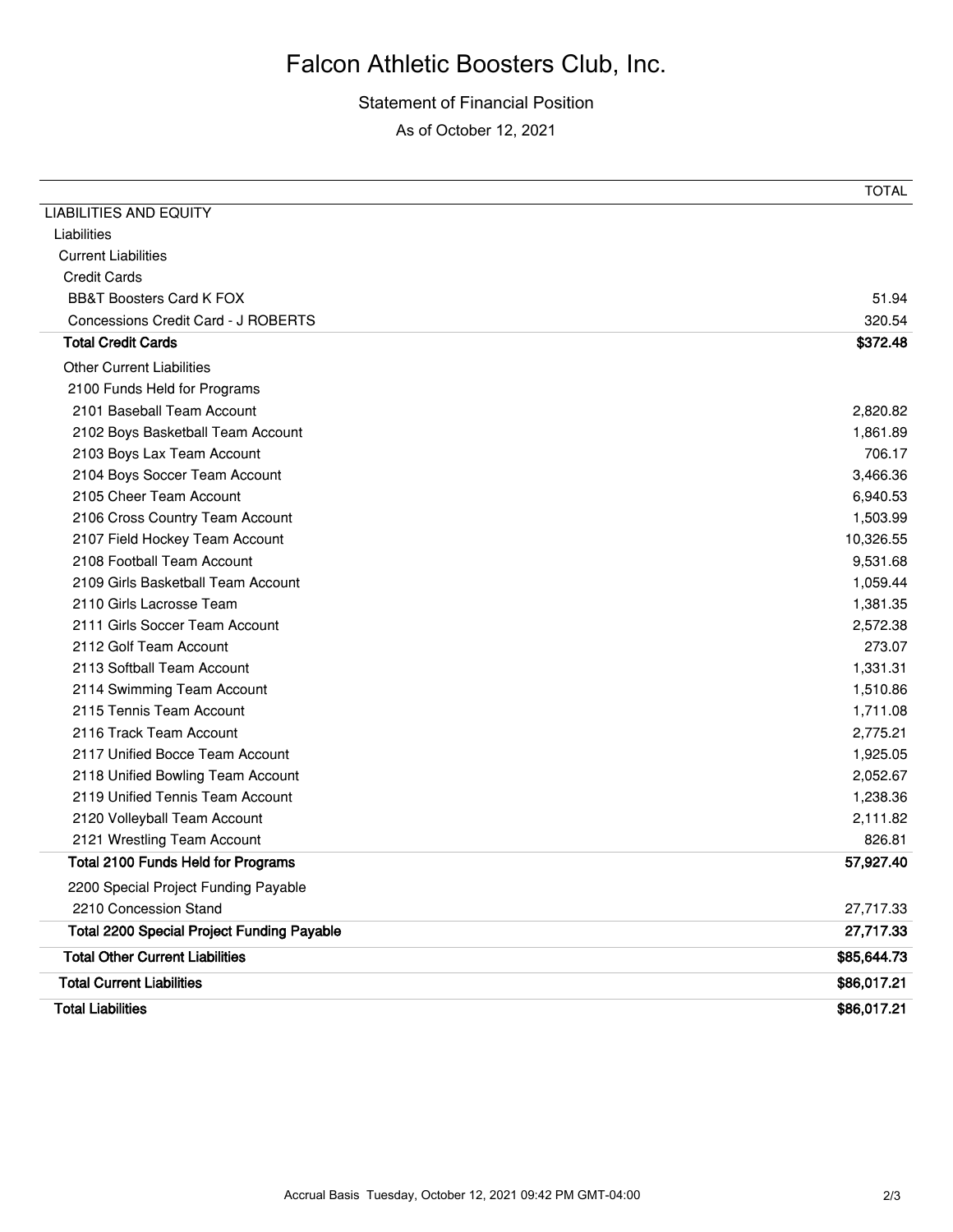# Falcon Athletic Boosters Club, Inc.

Statement of Financial Position

As of October 12, 2021

| | TOTAL |
|---|---|
| LIABILITIES AND EQUITY | |
| Liabilities | |
| Current Liabilities | |
| Credit Cards | |
| BB&T Boosters Card K FOX | 51.94 |
| Concessions Credit Card - J ROBERTS | 320.54 |
| **Total Credit Cards** | **$372.48** |
| Other Current Liabilities | |
| 2100 Funds Held for Programs | |
| 2101 Baseball Team Account | 2,820.82 |
| 2102 Boys Basketball Team Account | 1,861.89 |
| 2103 Boys Lax Team Account | 706.17 |
| 2104 Boys Soccer Team Account | 3,466.36 |
| 2105 Cheer Team Account | 6,940.53 |
| 2106 Cross Country Team Account | 1,503.99 |
| 2107 Field Hockey Team Account | 10,326.55 |
| 2108 Football Team Account | 9,531.68 |
| 2109 Girls Basketball Team Account | 1,059.44 |
| 2110 Girls Lacrosse Team | 1,381.35 |
| 2111 Girls Soccer Team Account | 2,572.38 |
| 2112 Golf Team Account | 273.07 |
| 2113 Softball Team Account | 1,331.31 |
| 2114 Swimming Team Account | 1,510.86 |
| 2115 Tennis Team Account | 1,711.08 |
| 2116 Track Team Account | 2,775.21 |
| 2117 Unified Bocce Team Account | 1,925.05 |
| 2118 Unified Bowling Team Account | 2,052.67 |
| 2119 Unified Tennis Team Account | 1,238.36 |
| 2120 Volleyball Team Account | 2,111.82 |
| 2121 Wrestling Team Account | 826.81 |
| **Total 2100 Funds Held for Programs** | **57,927.40** |
| 2200 Special Project Funding Payable | |
| 2210 Concession Stand | 27,717.33 |
| **Total 2200 Special Project Funding Payable** | **27,717.33** |
| **Total Other Current Liabilities** | **$85,644.73** |
| **Total Current Liabilities** | **$86,017.21** |
| **Total Liabilities** | **$86,017.21** |

Accrual Basis Tuesday, October 12, 2021 09:42 PM GMT-04:00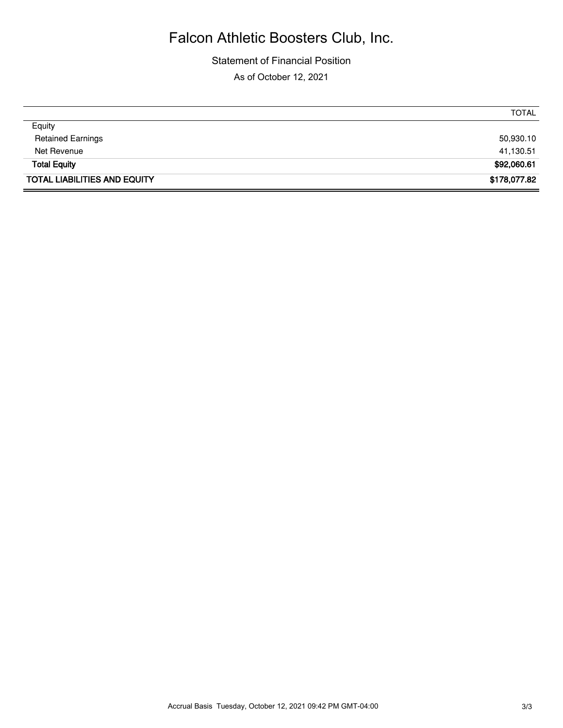# Falcon Athletic Boosters Club, Inc.

Statement of Financial Position

As of October 12, 2021

| | TOTAL |
|---|---|
| Equity | |
| Retained Earnings | 50,930.10 |
| Net Revenue | 41,130.51 |
| **Total Equity** | **$92,060.61** |
| **TOTAL LIABILITIES AND EQUITY** | **$178,077.82** |

Accrual Basis Tuesday, October 12, 2021 09:42 PM GMT-04:00